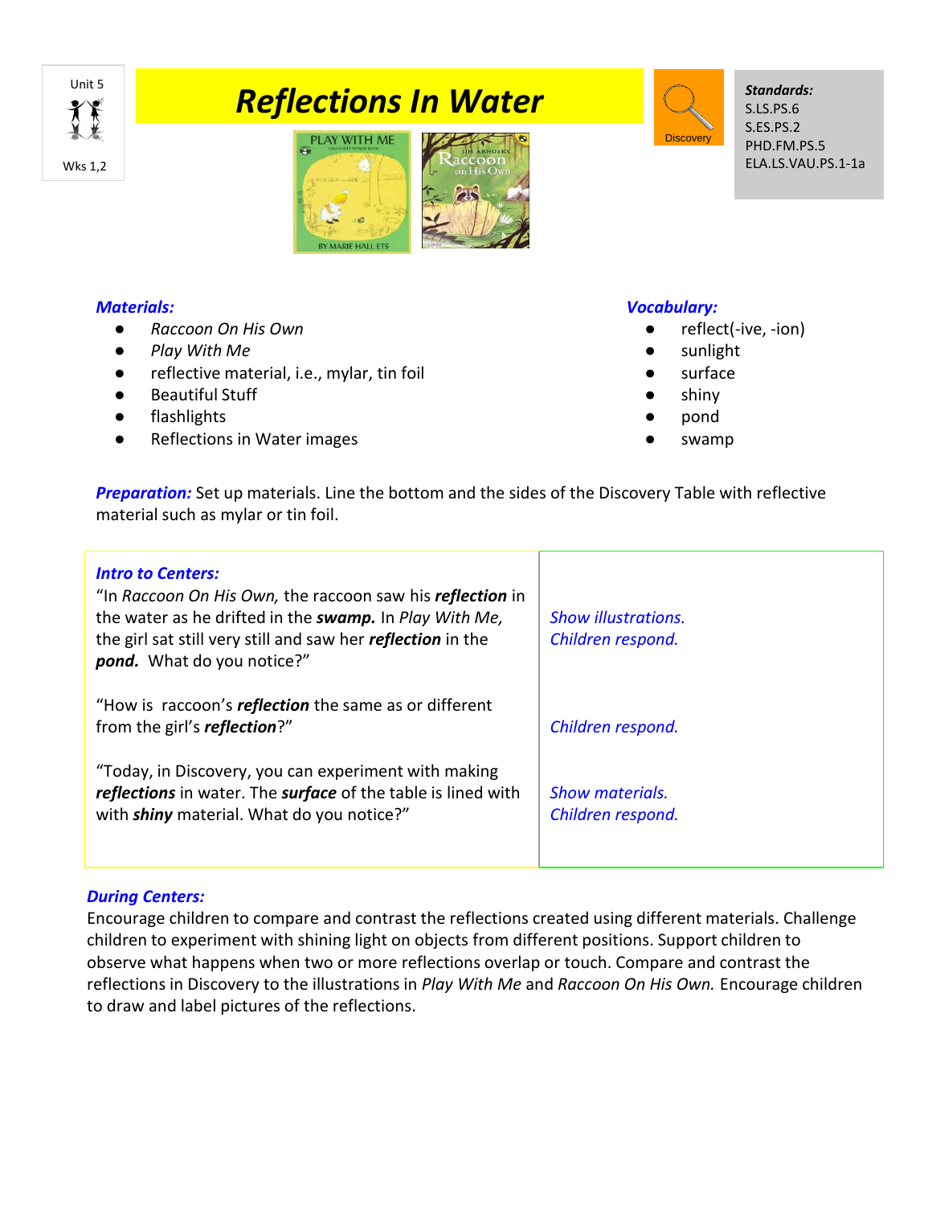Unit 5

Wks 1,2

# Reflections In Water

Discovery

***Standards:***
S.LS.PS.6
S.ES.PS.2
PHD.FM.PS.5
ELA.LS.VAU.PS.1-1a

## *Materials:*

- *Raccoon On His Own*
- *Play With Me*
- reflective material, i.e., mylar, tin foil
- Beautiful Stuff
- flashlights
- Reflections in Water images

## *Vocabulary:*

- reflect(-ive, -ion)
- sunlight
- surface
- shiny
- pond
- swamp

***Preparation:*** Set up materials. Line the bottom and the sides of the Discovery Table with reflective material such as mylar or tin foil.

| ***Intro to Centers:*** | |
|---|---|
| "In *Raccoon On His Own,* the raccoon saw his ***reflection*** in the water as he drifted in the ***swamp.*** In *Play With Me,* the girl sat still very still and saw her ***reflection*** in the ***pond.*** What do you notice?" | *Show illustrations.* *Children respond.* |
| "How is raccoon's ***reflection*** the same as or different from the girl's ***reflection***?" | *Children respond.* |
| "Today, in Discovery, you can experiment with making ***reflections*** in water. The ***surface*** of the table is lined with with ***shiny*** material. What do you notice?" | *Show materials.* *Children respond.* |

***During Centers:***
Encourage children to compare and contrast the reflections created using different materials. Challenge children to experiment with shining light on objects from different positions. Support children to observe what happens when two or more reflections overlap or touch. Compare and contrast the reflections in Discovery to the illustrations in *Play With Me* and *Raccoon On His Own.* Encourage children to draw and label pictures of the reflections.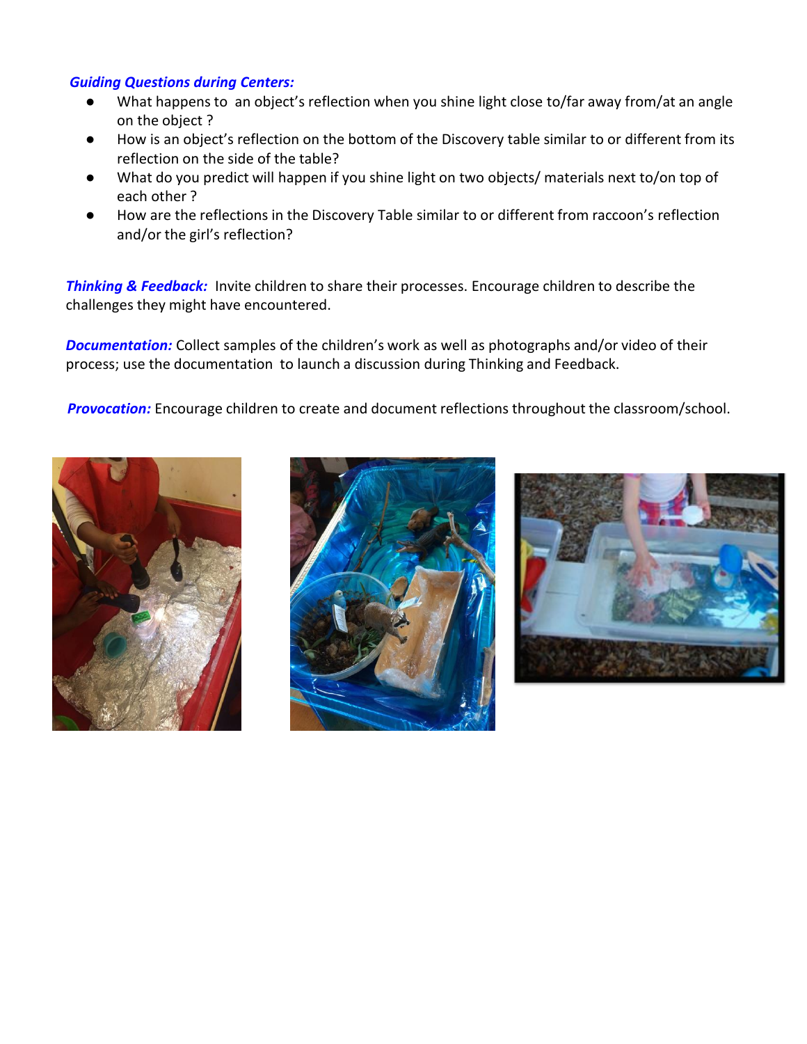***Guiding Questions during Centers:***

- What happens to an object's reflection when you shine light close to/far away from/at an angle on the object ?
- How is an object's reflection on the bottom of the Discovery table similar to or different from its reflection on the side of the table?
- What do you predict will happen if you shine light on two objects/ materials next to/on top of each other ?
- How are the reflections in the Discovery Table similar to or different from raccoon's reflection and/or the girl's reflection?

***Thinking & Feedback:*** Invite children to share their processes. Encourage children to describe the challenges they might have encountered.

***Documentation:*** Collect samples of the children's work as well as photographs and/or video of their process; use the documentation to launch a discussion during Thinking and Feedback.

***Provocation:*** Encourage children to create and document reflections throughout the classroom/school.